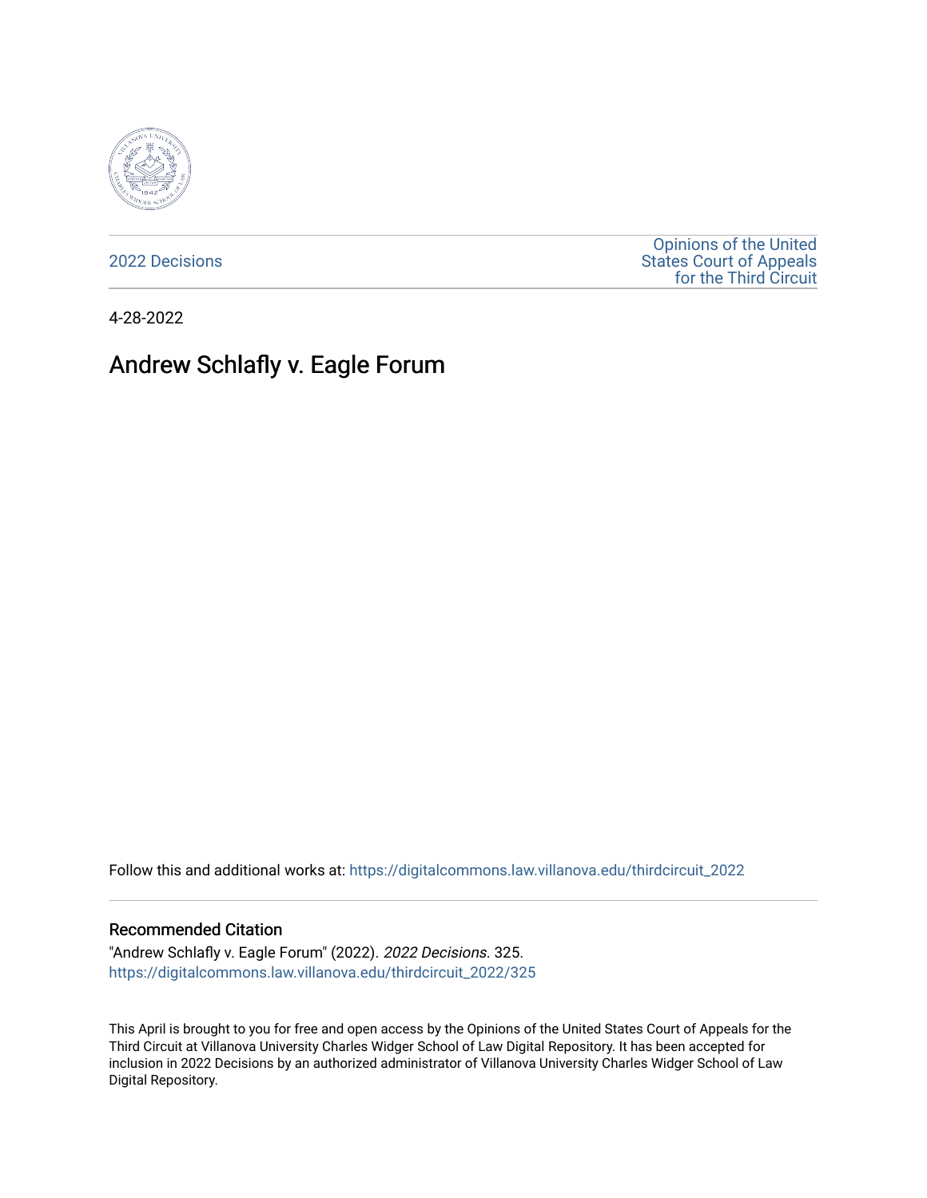2022 Decisions

Opinions of the United States Court of Appeals for the Third Circuit

4-28-2022

# Andrew Schlafly v. Eagle Forum

Follow this and additional works at: https://digitalcommons.law.villanova.edu/thirdcircuit_2022

## Recommended Citation

"Andrew Schlafly v. Eagle Forum" (2022). *2022 Decisions*. 325.
https://digitalcommons.law.villanova.edu/thirdcircuit_2022/325

This April is brought to you for free and open access by the Opinions of the United States Court of Appeals for the Third Circuit at Villanova University Charles Widger School of Law Digital Repository. It has been accepted for inclusion in 2022 Decisions by an authorized administrator of Villanova University Charles Widger School of Law Digital Repository.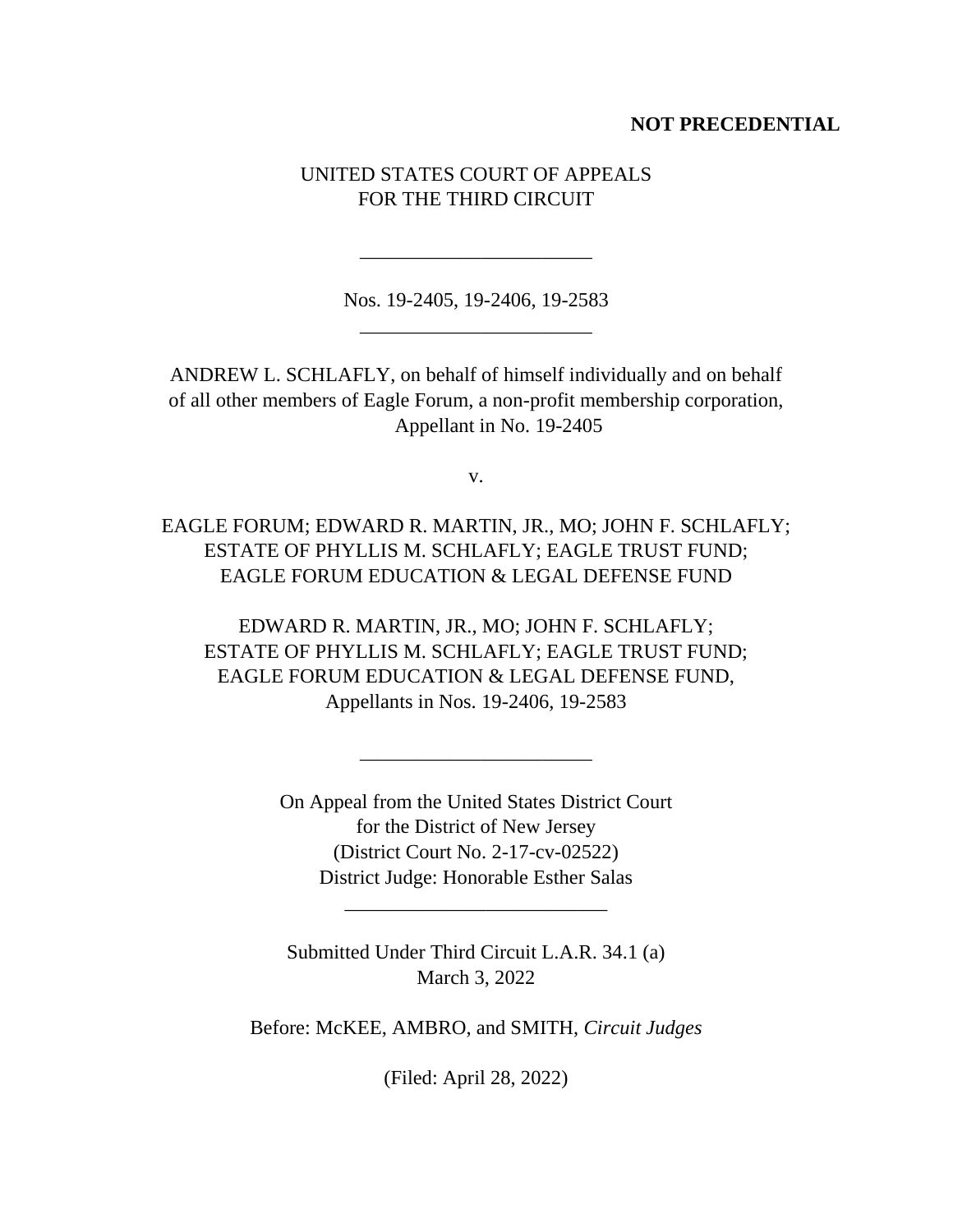**NOT PRECEDENTIAL**

UNITED STATES COURT OF APPEALS
FOR THE THIRD CIRCUIT

\_\_\_\_\_\_\_\_\_\_\_\_\_\_\_\_

Nos. 19-2405, 19-2406, 19-2583

\_\_\_\_\_\_\_\_\_\_\_\_\_\_\_\_

ANDREW L. SCHLAFLY, on behalf of himself individually and on behalf of all other members of Eagle Forum, a non-profit membership corporation,
Appellant in No. 19-2405

v.

EAGLE FORUM; EDWARD R. MARTIN, JR., MO; JOHN F. SCHLAFLY; ESTATE OF PHYLLIS M. SCHLAFLY; EAGLE TRUST FUND; EAGLE FORUM EDUCATION & LEGAL DEFENSE FUND

EDWARD R. MARTIN, JR., MO; JOHN F. SCHLAFLY; ESTATE OF PHYLLIS M. SCHLAFLY; EAGLE TRUST FUND; EAGLE FORUM EDUCATION & LEGAL DEFENSE FUND,
Appellants in Nos. 19-2406, 19-2583

\_\_\_\_\_\_\_\_\_\_\_\_\_\_\_\_

On Appeal from the United States District Court
for the District of New Jersey
(District Court No. 2-17-cv-02522)
District Judge: Honorable Esther Salas

\_\_\_\_\_\_\_\_\_\_\_\_\_\_\_\_

Submitted Under Third Circuit L.A.R. 34.1 (a)
March 3, 2022

Before: McKEE, AMBRO, and SMITH, *Circuit Judges*

(Filed: April 28, 2022)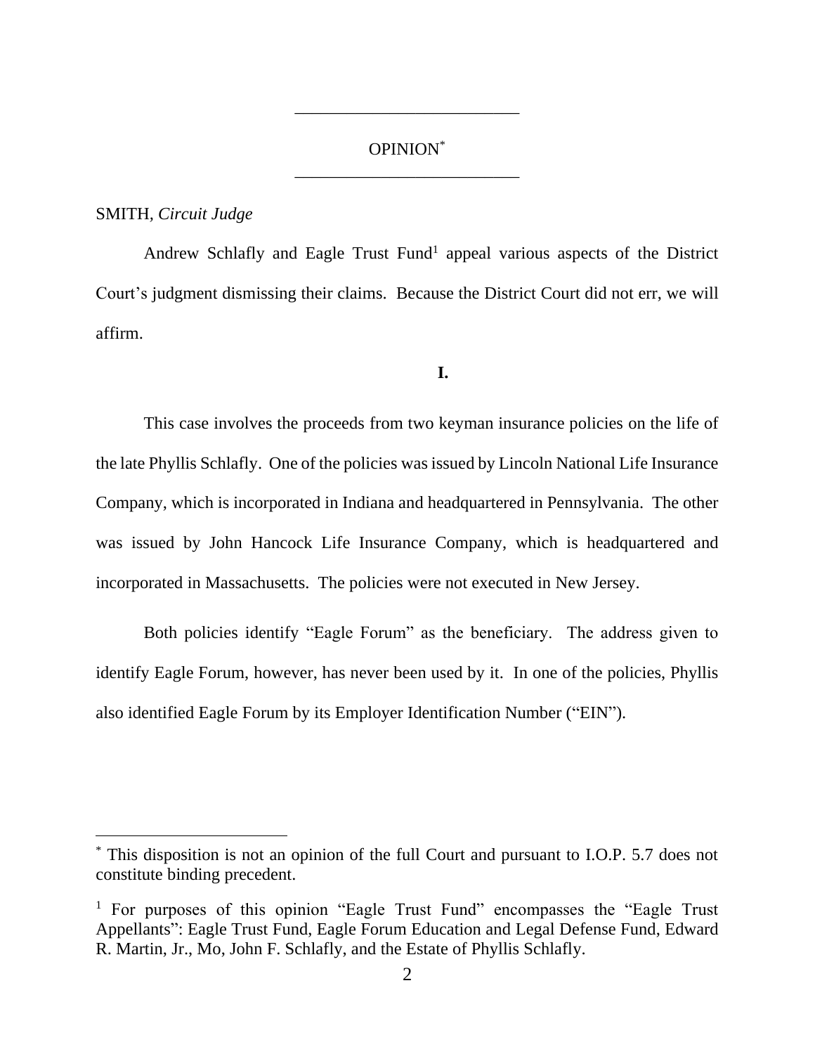OPINION[*]

SMITH, *Circuit Judge*

Andrew Schlafly and Eagle Trust Fund[1] appeal various aspects of the District Court's judgment dismissing their claims. Because the District Court did not err, we will affirm.

**I.**

This case involves the proceeds from two keyman insurance policies on the life of the late Phyllis Schlafly. One of the policies was issued by Lincoln National Life Insurance Company, which is incorporated in Indiana and headquartered in Pennsylvania. The other was issued by John Hancock Life Insurance Company, which is headquartered and incorporated in Massachusetts. The policies were not executed in New Jersey.

Both policies identify "Eagle Forum" as the beneficiary. The address given to identify Eagle Forum, however, has never been used by it. In one of the policies, Phyllis also identified Eagle Forum by its Employer Identification Number ("EIN").

[*] This disposition is not an opinion of the full Court and pursuant to I.O.P. 5.7 does not constitute binding precedent.

[1] For purposes of this opinion "Eagle Trust Fund" encompasses the "Eagle Trust Appellants": Eagle Trust Fund, Eagle Forum Education and Legal Defense Fund, Edward R. Martin, Jr., Mo, John F. Schlafly, and the Estate of Phyllis Schlafly.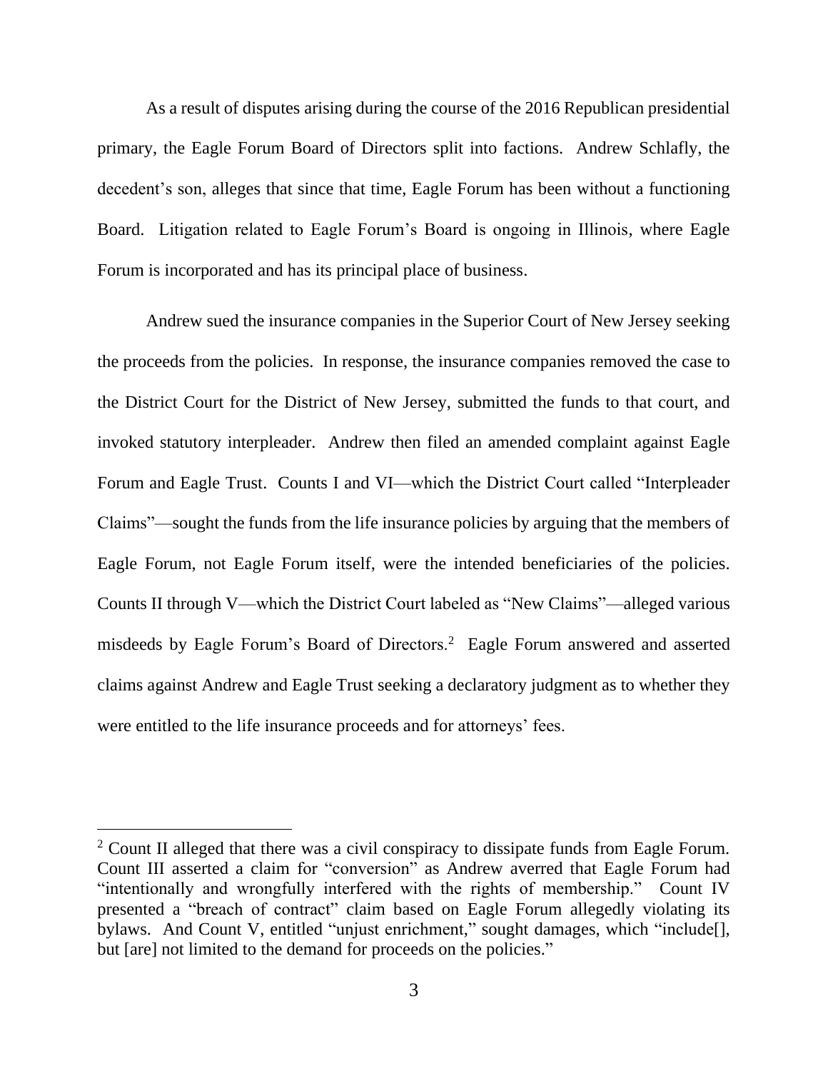As a result of disputes arising during the course of the 2016 Republican presidential primary, the Eagle Forum Board of Directors split into factions. Andrew Schlafly, the decedent's son, alleges that since that time, Eagle Forum has been without a functioning Board. Litigation related to Eagle Forum's Board is ongoing in Illinois, where Eagle Forum is incorporated and has its principal place of business.

Andrew sued the insurance companies in the Superior Court of New Jersey seeking the proceeds from the policies. In response, the insurance companies removed the case to the District Court for the District of New Jersey, submitted the funds to that court, and invoked statutory interpleader. Andrew then filed an amended complaint against Eagle Forum and Eagle Trust. Counts I and VI—which the District Court called "Interpleader Claims"—sought the funds from the life insurance policies by arguing that the members of Eagle Forum, not Eagle Forum itself, were the intended beneficiaries of the policies. Counts II through V—which the District Court labeled as "New Claims"—alleged various misdeeds by Eagle Forum's Board of Directors.[2] Eagle Forum answered and asserted claims against Andrew and Eagle Trust seeking a declaratory judgment as to whether they were entitled to the life insurance proceeds and for attorneys' fees.

---

[2] Count II alleged that there was a civil conspiracy to dissipate funds from Eagle Forum. Count III asserted a claim for "conversion" as Andrew averred that Eagle Forum had "intentionally and wrongfully interfered with the rights of membership." Count IV presented a "breach of contract" claim based on Eagle Forum allegedly violating its bylaws. And Count V, entitled "unjust enrichment," sought damages, which "include[], but [are] not limited to the demand for proceeds on the policies."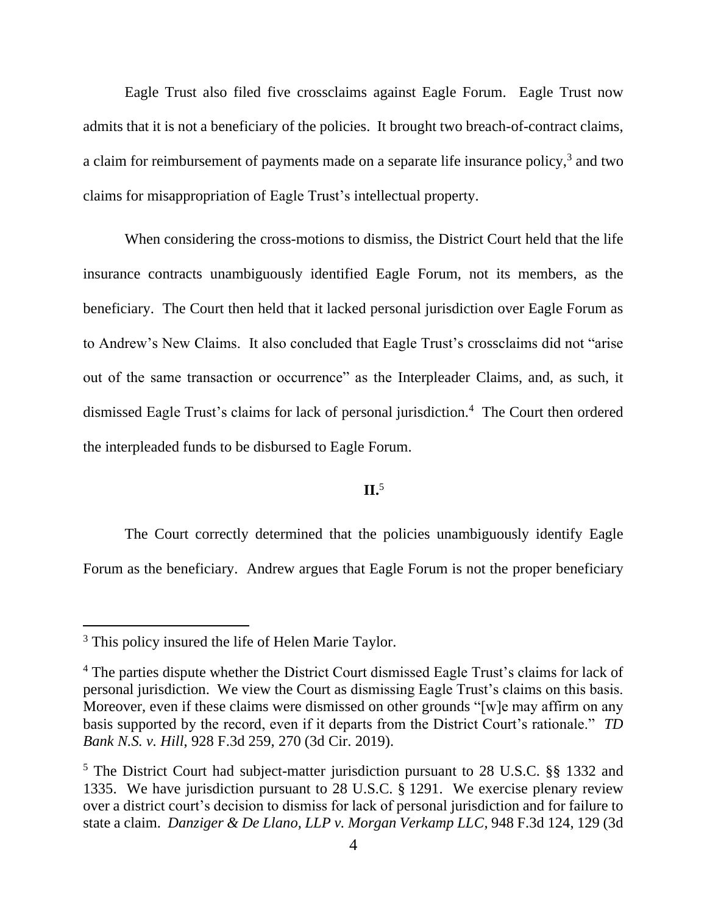Eagle Trust also filed five crossclaims against Eagle Forum. Eagle Trust now admits that it is not a beneficiary of the policies. It brought two breach-of-contract claims, a claim for reimbursement of payments made on a separate life insurance policy,[3] and two claims for misappropriation of Eagle Trust's intellectual property.

When considering the cross-motions to dismiss, the District Court held that the life insurance contracts unambiguously identified Eagle Forum, not its members, as the beneficiary. The Court then held that it lacked personal jurisdiction over Eagle Forum as to Andrew's New Claims. It also concluded that Eagle Trust's crossclaims did not "arise out of the same transaction or occurrence" as the Interpleader Claims, and, as such, it dismissed Eagle Trust's claims for lack of personal jurisdiction.[4] The Court then ordered the interpleaded funds to be disbursed to Eagle Forum.

## II.[5]

The Court correctly determined that the policies unambiguously identify Eagle Forum as the beneficiary. Andrew argues that Eagle Forum is not the proper beneficiary

---

[3] This policy insured the life of Helen Marie Taylor.

[4] The parties dispute whether the District Court dismissed Eagle Trust's claims for lack of personal jurisdiction. We view the Court as dismissing Eagle Trust's claims on this basis. Moreover, even if these claims were dismissed on other grounds "[w]e may affirm on any basis supported by the record, even if it departs from the District Court's rationale." *TD Bank N.S. v. Hill*, 928 F.3d 259, 270 (3d Cir. 2019).

[5] The District Court had subject-matter jurisdiction pursuant to 28 U.S.C. §§ 1332 and 1335. We have jurisdiction pursuant to 28 U.S.C. § 1291. We exercise plenary review over a district court's decision to dismiss for lack of personal jurisdiction and for failure to state a claim. *Danziger & De Llano, LLP v. Morgan Verkamp LLC*, 948 F.3d 124, 129 (3d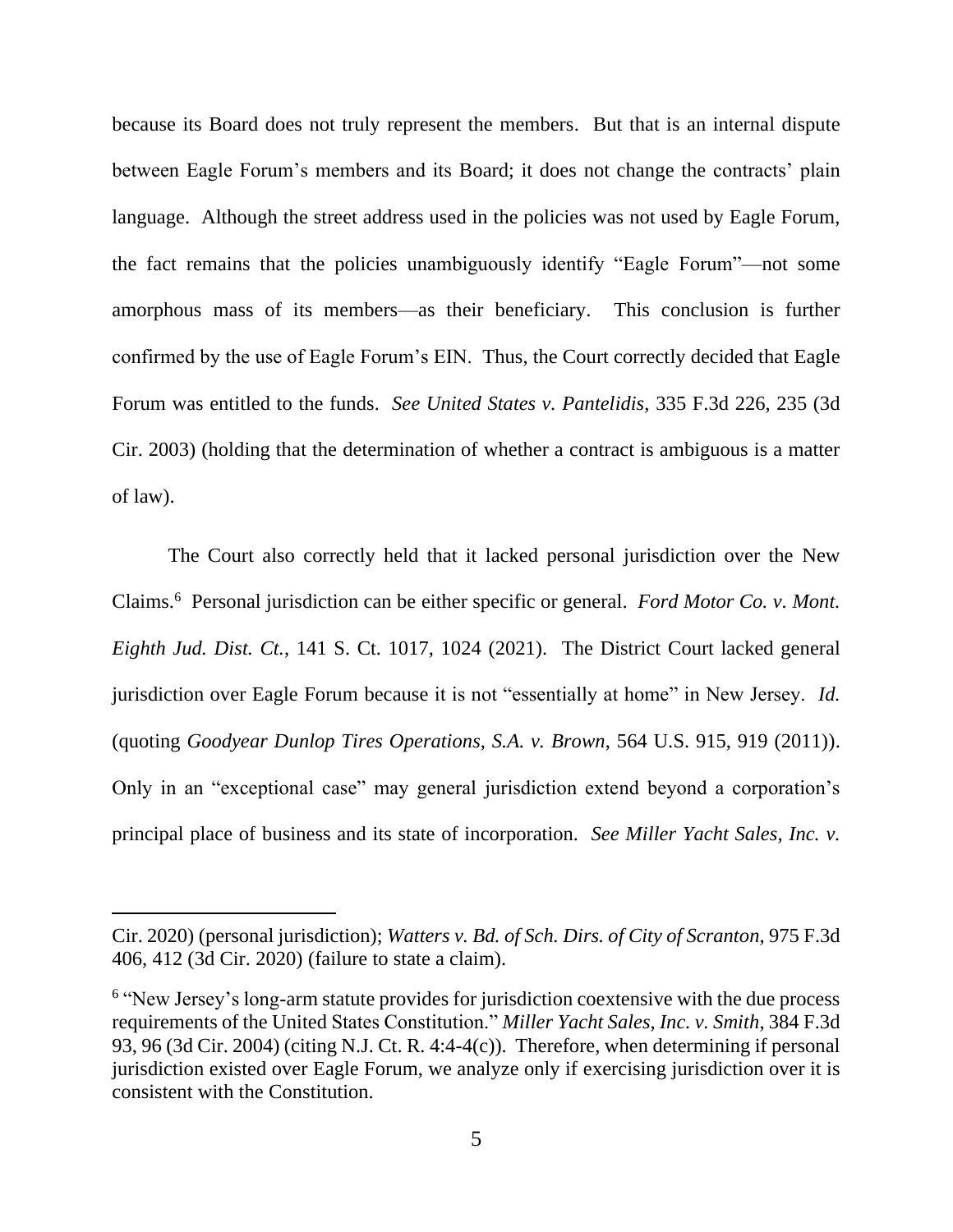because its Board does not truly represent the members. But that is an internal dispute between Eagle Forum's members and its Board; it does not change the contracts' plain language. Although the street address used in the policies was not used by Eagle Forum, the fact remains that the policies unambiguously identify "Eagle Forum"—not some amorphous mass of its members—as their beneficiary. This conclusion is further confirmed by the use of Eagle Forum's EIN. Thus, the Court correctly decided that Eagle Forum was entitled to the funds. *See United States v. Pantelidis*, 335 F.3d 226, 235 (3d Cir. 2003) (holding that the determination of whether a contract is ambiguous is a matter of law).

The Court also correctly held that it lacked personal jurisdiction over the New Claims.[6] Personal jurisdiction can be either specific or general. *Ford Motor Co. v. Mont. Eighth Jud. Dist. Ct.*, 141 S. Ct. 1017, 1024 (2021). The District Court lacked general jurisdiction over Eagle Forum because it is not "essentially at home" in New Jersey. *Id.* (quoting *Goodyear Dunlop Tires Operations, S.A. v. Brown*, 564 U.S. 915, 919 (2011)). Only in an "exceptional case" may general jurisdiction extend beyond a corporation's principal place of business and its state of incorporation. *See Miller Yacht Sales, Inc. v.*

---

Cir. 2020) (personal jurisdiction); *Watters v. Bd. of Sch. Dirs. of City of Scranton*, 975 F.3d 406, 412 (3d Cir. 2020) (failure to state a claim).

[6] "New Jersey's long-arm statute provides for jurisdiction coextensive with the due process requirements of the United States Constitution." *Miller Yacht Sales, Inc. v. Smith*, 384 F.3d 93, 96 (3d Cir. 2004) (citing N.J. Ct. R. 4:4-4(c)). Therefore, when determining if personal jurisdiction existed over Eagle Forum, we analyze only if exercising jurisdiction over it is consistent with the Constitution.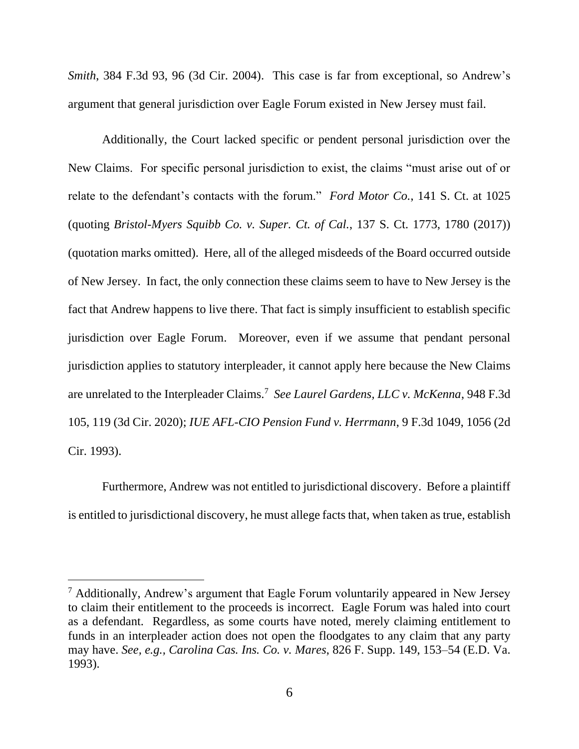*Smith*, 384 F.3d 93, 96 (3d Cir. 2004). This case is far from exceptional, so Andrew's argument that general jurisdiction over Eagle Forum existed in New Jersey must fail.

Additionally, the Court lacked specific or pendent personal jurisdiction over the New Claims. For specific personal jurisdiction to exist, the claims "must arise out of or relate to the defendant's contacts with the forum." *Ford Motor Co.*, 141 S. Ct. at 1025 (quoting *Bristol-Myers Squibb Co. v. Super. Ct. of Cal.*, 137 S. Ct. 1773, 1780 (2017)) (quotation marks omitted). Here, all of the alleged misdeeds of the Board occurred outside of New Jersey. In fact, the only connection these claims seem to have to New Jersey is the fact that Andrew happens to live there. That fact is simply insufficient to establish specific jurisdiction over Eagle Forum. Moreover, even if we assume that pendant personal jurisdiction applies to statutory interpleader, it cannot apply here because the New Claims are unrelated to the Interpleader Claims.[7] *See Laurel Gardens, LLC v. McKenna*, 948 F.3d 105, 119 (3d Cir. 2020); *IUE AFL-CIO Pension Fund v. Herrmann*, 9 F.3d 1049, 1056 (2d Cir. 1993).

Furthermore, Andrew was not entitled to jurisdictional discovery. Before a plaintiff is entitled to jurisdictional discovery, he must allege facts that, when taken as true, establish

---

[7] Additionally, Andrew's argument that Eagle Forum voluntarily appeared in New Jersey to claim their entitlement to the proceeds is incorrect. Eagle Forum was haled into court as a defendant. Regardless, as some courts have noted, merely claiming entitlement to funds in an interpleader action does not open the floodgates to any claim that any party may have. *See, e.g.*, *Carolina Cas. Ins. Co. v. Mares*, 826 F. Supp. 149, 153–54 (E.D. Va. 1993).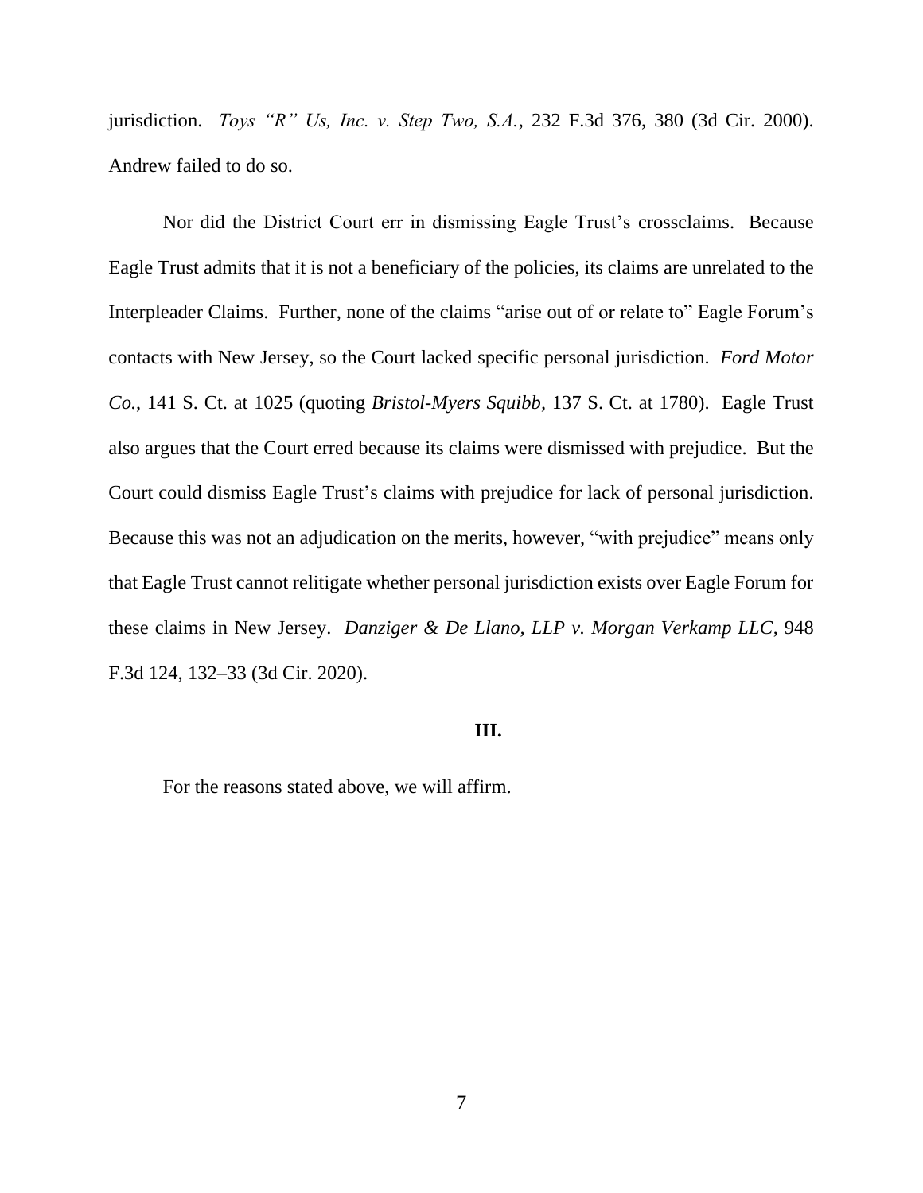jurisdiction. *Toys "R" Us, Inc. v. Step Two, S.A.*, 232 F.3d 376, 380 (3d Cir. 2000). Andrew failed to do so.

Nor did the District Court err in dismissing Eagle Trust's crossclaims. Because Eagle Trust admits that it is not a beneficiary of the policies, its claims are unrelated to the Interpleader Claims. Further, none of the claims "arise out of or relate to" Eagle Forum's contacts with New Jersey, so the Court lacked specific personal jurisdiction. *Ford Motor Co.*, 141 S. Ct. at 1025 (quoting *Bristol-Myers Squibb*, 137 S. Ct. at 1780). Eagle Trust also argues that the Court erred because its claims were dismissed with prejudice. But the Court could dismiss Eagle Trust's claims with prejudice for lack of personal jurisdiction. Because this was not an adjudication on the merits, however, "with prejudice" means only that Eagle Trust cannot relitigate whether personal jurisdiction exists over Eagle Forum for these claims in New Jersey. *Danziger & De Llano, LLP v. Morgan Verkamp LLC*, 948 F.3d 124, 132–33 (3d Cir. 2020).

## III.

For the reasons stated above, we will affirm.